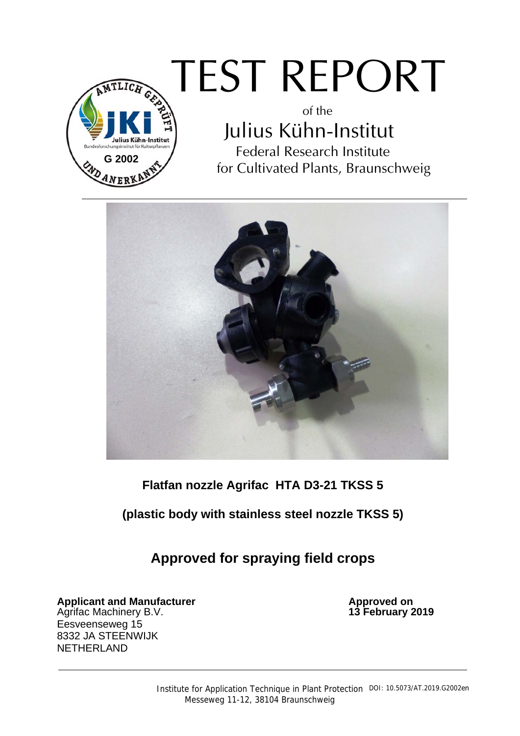# TEST REPORT

of the

## Julius Kühn-Institut

Federal Research Institute
for Cultivated Plants, Braunschweig

**Flatfan nozzle Agrifac HTA D3-21 TKSS 5**

**(plastic body with stainless steel nozzle TKSS 5)**

## Approved for spraying field crops

**Applicant and Manufacturer**
Agrifac Machinery B.V.
Eesveenseweg 15
8332 JA STEENWIJK
NETHERLAND

**Approved on**
**13 February 2019**

Institute for Application Technique in Plant Protection
Messeweg 11-12, 38104 Braunschweig

DOI: 10.5073/AT.2019.G2002en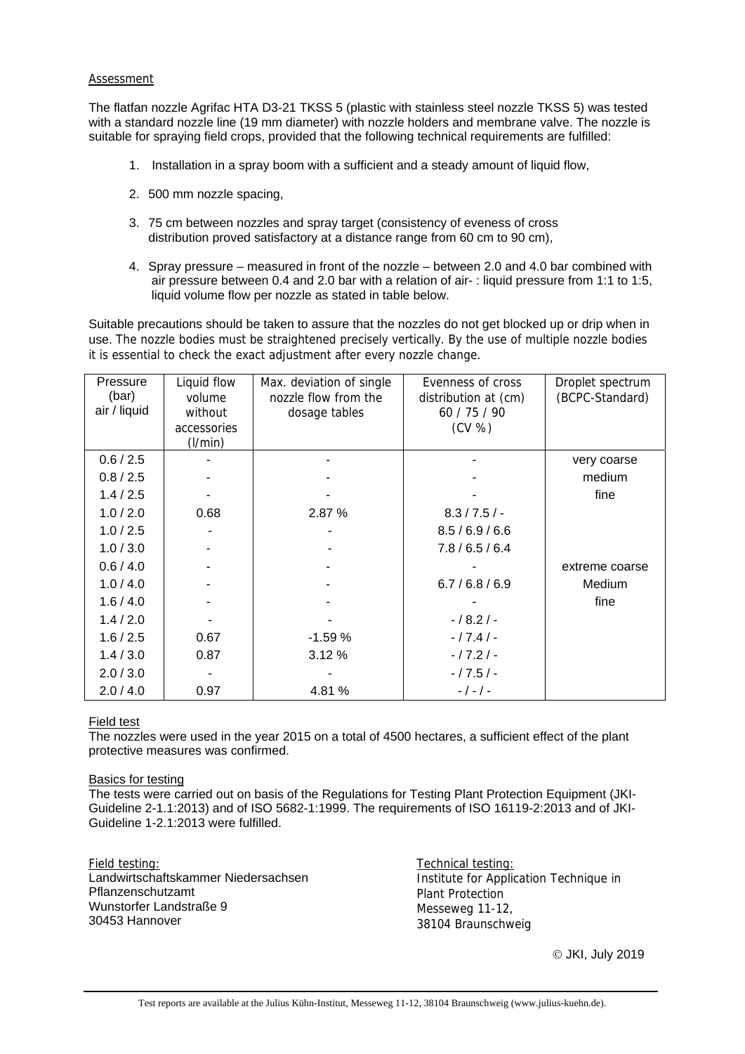Assessment

The flatfan nozzle Agrifac HTA D3-21 TKSS 5 (plastic with stainless steel nozzle TKSS 5) was tested with a standard nozzle line (19 mm diameter) with nozzle holders and membrane valve. The nozzle is suitable for spraying field crops, provided that the following technical requirements are fulfilled:

1. Installation in a spray boom with a sufficient and a steady amount of liquid flow,
2. 500 mm nozzle spacing,
3. 75 cm between nozzles and spray target (consistency of eveness of cross distribution proved satisfactory at a distance range from 60 cm to 90 cm),
4. Spray pressure – measured in front of the nozzle – between 2.0 and 4.0 bar combined with air pressure between 0.4 and 2.0 bar with a relation of air- : liquid pressure from 1:1 to 1:5, liquid volume flow per nozzle as stated in table below.

Suitable precautions should be taken to assure that the nozzles do not get blocked up or drip when in use. The nozzle bodies must be straightened precisely vertically. By the use of multiple nozzle bodies it is essential to check the exact adjustment after every nozzle change.

| Pressure (bar) air / liquid | Liquid flow volume without accessories (l/min) | Max. deviation of single nozzle flow from the dosage tables | Evenness of cross distribution at (cm) 60 / 75 / 90 (CV %) | Droplet spectrum (BCPC-Standard) |
|---|---|---|---|---|
| 0.6 / 2.5 | - | - | - | very coarse |
| 0.8 / 2.5 | - | - | - | medium |
| 1.4 / 2.5 | - | - | - | fine |
| 1.0 / 2.0 | 0.68 | 2.87 % | 8.3 / 7.5 / - | |
| 1.0 / 2.5 | - | - | 8.5 / 6.9 / 6.6 | |
| 1.0 / 3.0 | - | - | 7.8 / 6.5 / 6.4 | |
| 0.6 / 4.0 | - | - | - | extreme coarse |
| 1.0 / 4.0 | - | - | 6.7 / 6.8 / 6.9 | Medium |
| 1.6 / 4.0 | - | - | - | fine |
| 1.4 / 2.0 | - | - | - / 8.2 / - | |
| 1.6 / 2.5 | 0.67 | -1.59 % | - / 7.4 / - | |
| 1.4 / 3.0 | 0.87 | 3.12 % | - / 7.2 / - | |
| 2.0 / 3.0 | - | - | - / 7.5 / - | |
| 2.0 / 4.0 | 0.97 | 4.81 % | - / - / - | |

Field test

The nozzles were used in the year 2015 on a total of 4500 hectares, a sufficient effect of the plant protective measures was confirmed.

Basics for testing

The tests were carried out on basis of the Regulations for Testing Plant Protection Equipment (JKI-Guideline 2-1.1:2013) and of ISO 5682-1:1999. The requirements of ISO 16119-2:2013 and of JKI-Guideline 1-2.1:2013 were fulfilled.

Field testing:
Landwirtschaftskammer Niedersachsen
Pflanzenschutzamt
Wunstorfer Landstraße 9
30453 Hannover

Technical testing:
Institute for Application Technique in Plant Protection
Messeweg 11-12,
38104 Braunschweig

© JKI, July 2019

Test reports are available at the Julius Kühn-Institut, Messeweg 11-12, 38104 Braunschweig (www.julius-kuehn.de).